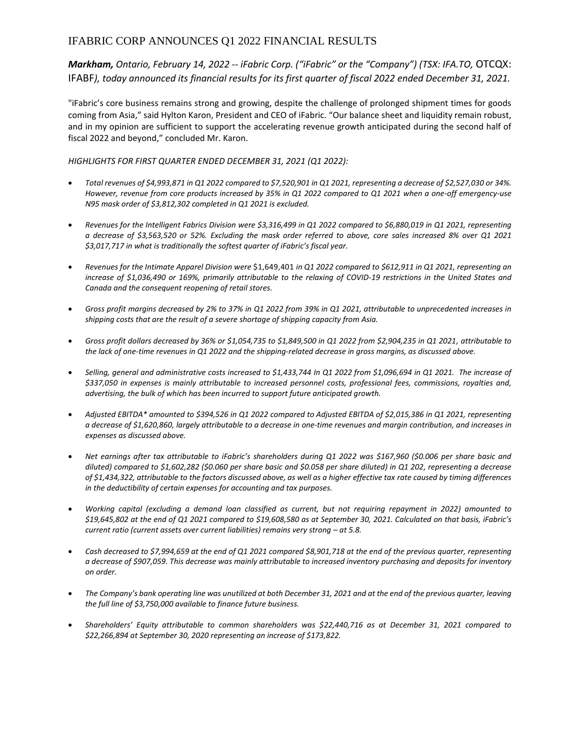# IFABRIC CORP ANNOUNCES Q1 2022 FINANCIAL RESULTS

***Markham,** Ontario, February 14, 2022 -- iFabric Corp. ("iFabric" or the "Company") (TSX: IFA.TO,* OTCQX: IFABF*), today announced its financial results for its first quarter of fiscal 2022 ended December 31, 2021.*

"iFabric's core business remains strong and growing, despite the challenge of prolonged shipment times for goods coming from Asia," said Hylton Karon, President and CEO of iFabric. "Our balance sheet and liquidity remain robust, and in my opinion are sufficient to support the accelerating revenue growth anticipated during the second half of fiscal 2022 and beyond," concluded Mr. Karon.

*HIGHLIGHTS FOR FIRST QUARTER ENDED DECEMBER 31, 2021 (Q1 2022):*

- *Total revenues of $4,993,871 in Q1 2022 compared to $7,520,901 in Q1 2021, representing a decrease of $2,527,030 or 34%. However, revenue from core products increased by 35% in Q1 2022 compared to Q1 2021 when a one-off emergency-use N95 mask order of $3,812,302 completed in Q1 2021 is excluded.*
- *Revenues for the Intelligent Fabrics Division were $3,316,499 in Q1 2022 compared to $6,880,019 in Q1 2021, representing a decrease of $3,563,520 or 52%. Excluding the mask order referred to above, core sales increased 8% over Q1 2021 $3,017,717 in what is traditionally the softest quarter of iFabric's fiscal year.*
- *Revenues for the Intimate Apparel Division were* $1,649,401 *in Q1 2022 compared to $612,911 in Q1 2021, representing an increase of $1,036,490 or 169%, primarily attributable to the relaxing of COVID-19 restrictions in the United States and Canada and the consequent reopening of retail stores.*
- *Gross profit margins decreased by 2% to 37% in Q1 2022 from 39% in Q1 2021, attributable to unprecedented increases in shipping costs that are the result of a severe shortage of shipping capacity from Asia.*
- *Gross profit dollars decreased by 36% or $1,054,735 to $1,849,500 in Q1 2022 from $2,904,235 in Q1 2021, attributable to the lack of one-time revenues in Q1 2022 and the shipping-related decrease in gross margins, as discussed above.*
- *Selling, general and administrative costs increased to $1,433,744 In Q1 2022 from $1,096,694 in Q1 2021. The increase of $337,050 in expenses is mainly attributable to increased personnel costs, professional fees, commissions, royalties and, advertising, the bulk of which has been incurred to support future anticipated growth.*
- *Adjusted EBITDA\* amounted to $394,526 in Q1 2022 compared to Adjusted EBITDA of $2,015,386 in Q1 2021, representing a decrease of $1,620,860, largely attributable to a decrease in one-time revenues and margin contribution, and increases in expenses as discussed above.*
- *Net earnings after tax attributable to iFabric's shareholders during Q1 2022 was $167,960 ($0.006 per share basic and diluted) compared to $1,602,282 ($0.060 per share basic and $0.058 per share diluted) in Q1 202, representing a decrease of $1,434,322, attributable to the factors discussed above, as well as a higher effective tax rate caused by timing differences in the deductibility of certain expenses for accounting and tax purposes.*
- *Working capital (excluding a demand loan classified as current, but not requiring repayment in 2022) amounted to $19,645,802 at the end of Q1 2021 compared to $19,608,580 as at September 30, 2021. Calculated on that basis, iFabric's current ratio (current assets over current liabilities) remains very strong – at 5.8.*
- *Cash decreased to $7,994,659 at the end of Q1 2021 compared $8,901,718 at the end of the previous quarter, representing a decrease of $907,059. This decrease was mainly attributable to increased inventory purchasing and deposits for inventory on order.*
- *The Company's bank operating line was unutilized at both December 31, 2021 and at the end of the previous quarter, leaving the full line of $3,750,000 available to finance future business.*
- *Shareholders' Equity attributable to common shareholders was $22,440,716 as at December 31, 2021 compared to $22,266,894 at September 30, 2020 representing an increase of $173,822.*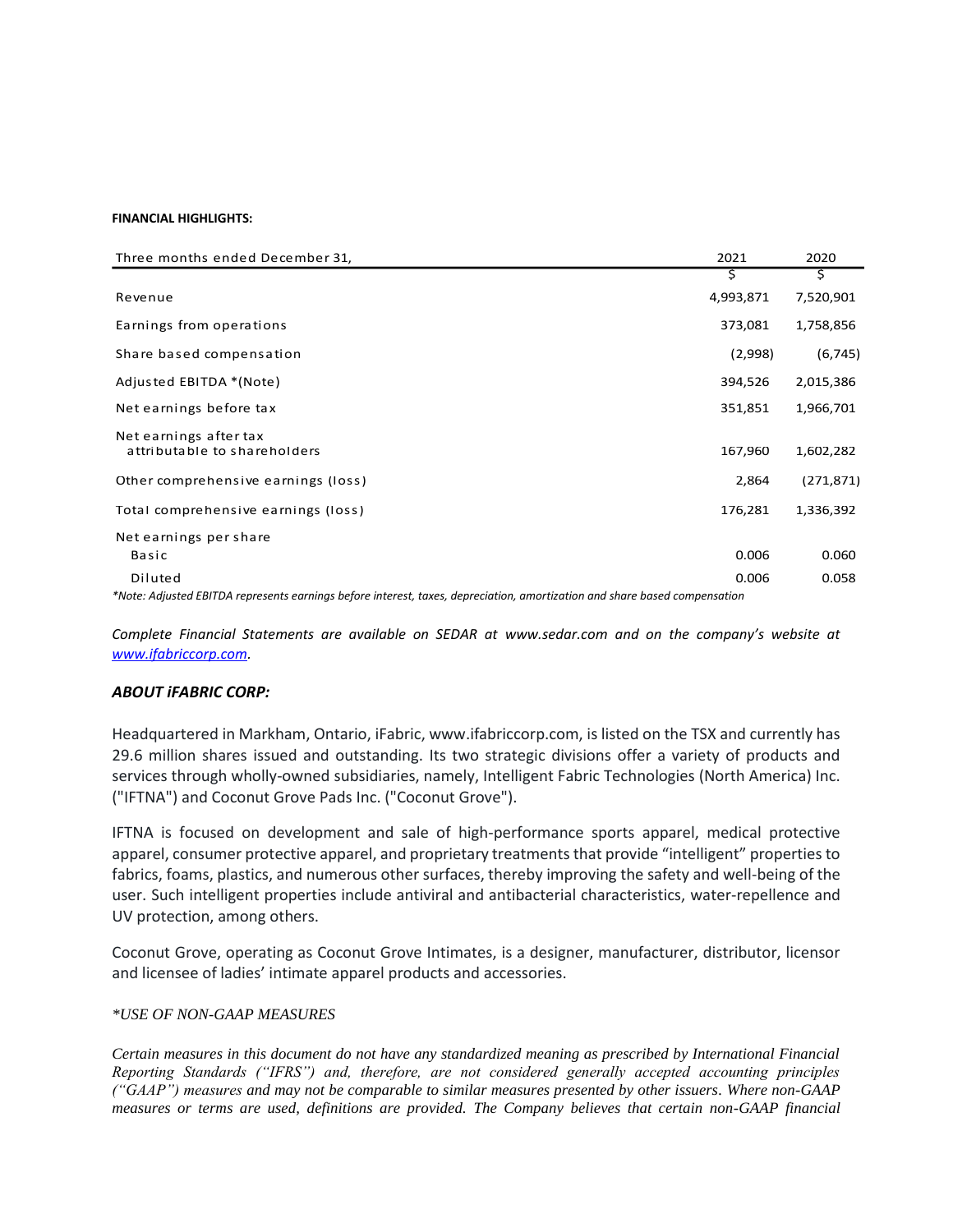**FINANCIAL HIGHLIGHTS:**

| Three months ended December 31, | 2021 | 2020 |
|---|---|---|
| | $ | $ |
| Revenue | 4,993,871 | 7,520,901 |
| Earnings from operations | 373,081 | 1,758,856 |
| Share based compensation | (2,998) | (6,745) |
| Adjusted EBITDA *(Note) | 394,526 | 2,015,386 |
| Net earnings before tax | 351,851 | 1,966,701 |
| Net earnings after tax attributable to shareholders | 167,960 | 1,602,282 |
| Other comprehensive earnings (loss) | 2,864 | (271,871) |
| Total comprehensive earnings (loss) | 176,281 | 1,336,392 |
| Net earnings per share | | |
| Basic | 0.006 | 0.060 |
| Diluted | 0.006 | 0.058 |

*\*Note: Adjusted EBITDA represents earnings before interest, taxes, depreciation, amortization and share based compensation*

*Complete Financial Statements are available on SEDAR at www.sedar.com and on the company's website at [www.ifabriccorp.com](http://www.ifabriccorp.com).*

### *ABOUT iFABRIC CORP:*

Headquartered in Markham, Ontario, iFabric, www.ifabriccorp.com, is listed on the TSX and currently has 29.6 million shares issued and outstanding. Its two strategic divisions offer a variety of products and services through wholly-owned subsidiaries, namely, Intelligent Fabric Technologies (North America) Inc. ("IFTNA") and Coconut Grove Pads Inc. ("Coconut Grove").

IFTNA is focused on development and sale of high-performance sports apparel, medical protective apparel, consumer protective apparel, and proprietary treatments that provide "intelligent" properties to fabrics, foams, plastics, and numerous other surfaces, thereby improving the safety and well-being of the user. Such intelligent properties include antiviral and antibacterial characteristics, water-repellence and UV protection, among others.

Coconut Grove, operating as Coconut Grove Intimates, is a designer, manufacturer, distributor, licensor and licensee of ladies' intimate apparel products and accessories.

*\*USE OF NON-GAAP MEASURES*

*Certain measures in this document do not have any standardized meaning as prescribed by International Financial Reporting Standards ("IFRS") and, therefore, are not considered generally accepted accounting principles ("GAAP") measures and may not be comparable to similar measures presented by other issuers. Where non-GAAP measures or terms are used, definitions are provided. The Company believes that certain non-GAAP financial*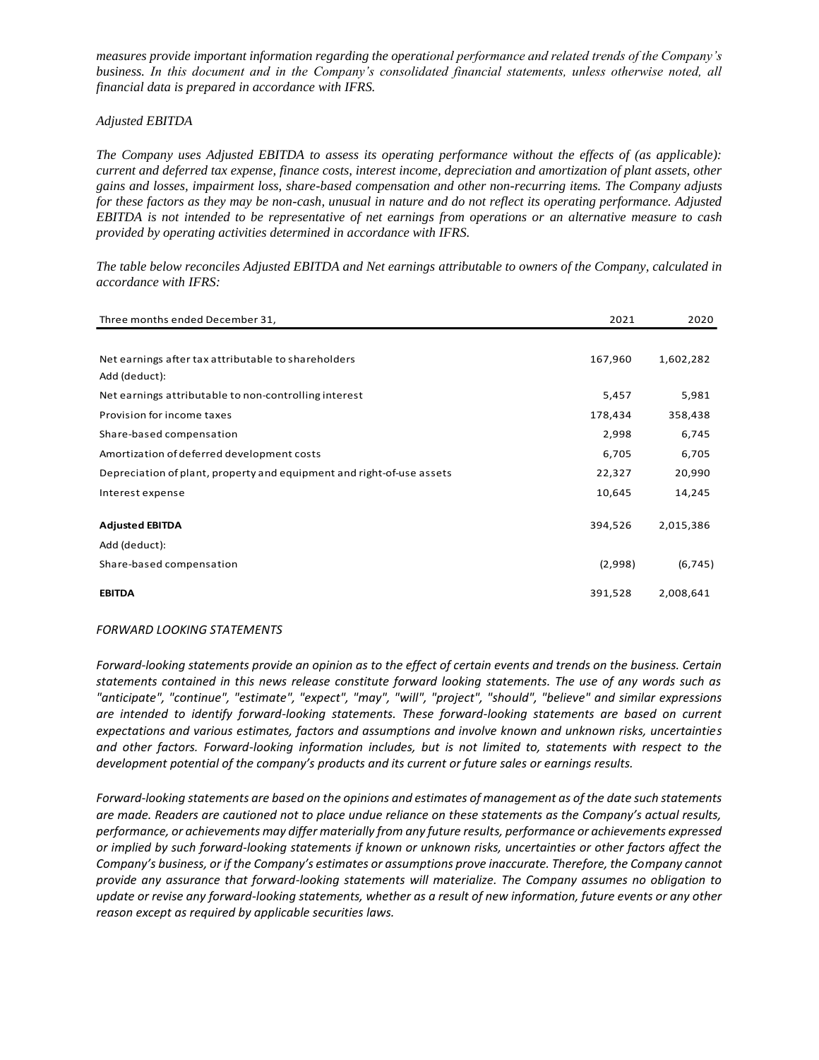*measures provide important information regarding the operational performance and related trends of the Company's business. In this document and in the Company's consolidated financial statements, unless otherwise noted, all financial data is prepared in accordance with IFRS.*

*Adjusted EBITDA*

*The Company uses Adjusted EBITDA to assess its operating performance without the effects of (as applicable): current and deferred tax expense, finance costs, interest income, depreciation and amortization of plant assets, other gains and losses, impairment loss, share-based compensation and other non-recurring items. The Company adjusts for these factors as they may be non-cash, unusual in nature and do not reflect its operating performance. Adjusted EBITDA is not intended to be representative of net earnings from operations or an alternative measure to cash provided by operating activities determined in accordance with IFRS.*

*The table below reconciles Adjusted EBITDA and Net earnings attributable to owners of the Company, calculated in accordance with IFRS:*

| Three months ended December 31, | 2021 | 2020 |
|---|---|---|
| Net earnings after tax attributable to shareholders | 167,960 | 1,602,282 |
| Add (deduct): | | |
| Net earnings attributable to non-controlling interest | 5,457 | 5,981 |
| Provision for income taxes | 178,434 | 358,438 |
| Share-based compensation | 2,998 | 6,745 |
| Amortization of deferred development costs | 6,705 | 6,705 |
| Depreciation of plant, property and equipment and right-of-use assets | 22,327 | 20,990 |
| Interest expense | 10,645 | 14,245 |
| **Adjusted EBITDA** | 394,526 | 2,015,386 |
| Add (deduct): | | |
| Share-based compensation | (2,998) | (6,745) |
| **EBITDA** | 391,528 | 2,008,641 |

*FORWARD LOOKING STATEMENTS*

*Forward-looking statements provide an opinion as to the effect of certain events and trends on the business. Certain statements contained in this news release constitute forward looking statements. The use of any words such as "anticipate", "continue", "estimate", "expect", "may", "will", "project", "should", "believe" and similar expressions are intended to identify forward-looking statements. These forward-looking statements are based on current expectations and various estimates, factors and assumptions and involve known and unknown risks, uncertainties and other factors. Forward-looking information includes, but is not limited to, statements with respect to the development potential of the company's products and its current or future sales or earnings results.*

*Forward-looking statements are based on the opinions and estimates of management as of the date such statements are made. Readers are cautioned not to place undue reliance on these statements as the Company's actual results, performance, or achievements may differ materially from any future results, performance or achievements expressed or implied by such forward-looking statements if known or unknown risks, uncertainties or other factors affect the Company's business, or if the Company's estimates or assumptions prove inaccurate. Therefore, the Company cannot provide any assurance that forward-looking statements will materialize. The Company assumes no obligation to update or revise any forward-looking statements, whether as a result of new information, future events or any other reason except as required by applicable securities laws.*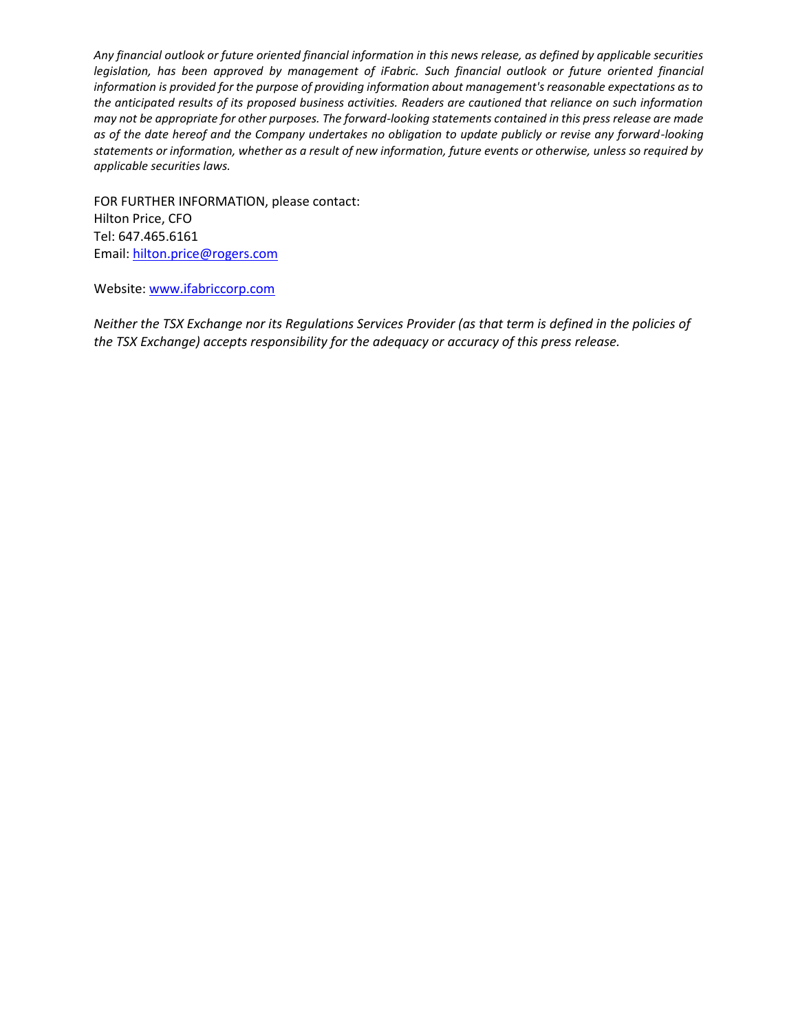*Any financial outlook or future oriented financial information in this news release, as defined by applicable securities legislation, has been approved by management of iFabric. Such financial outlook or future oriented financial information is provided for the purpose of providing information about management's reasonable expectations as to the anticipated results of its proposed business activities. Readers are cautioned that reliance on such information may not be appropriate for other purposes. The forward-looking statements contained in this press release are made as of the date hereof and the Company undertakes no obligation to update publicly or revise any forward-looking statements or information, whether as a result of new information, future events or otherwise, unless so required by applicable securities laws.*

FOR FURTHER INFORMATION, please contact:
Hilton Price, CFO
Tel: 647.465.6161
Email: hilton.price@rogers.com

Website: www.ifabriccorp.com

*Neither the TSX Exchange nor its Regulations Services Provider (as that term is defined in the policies of the TSX Exchange) accepts responsibility for the adequacy or accuracy of this press release.*